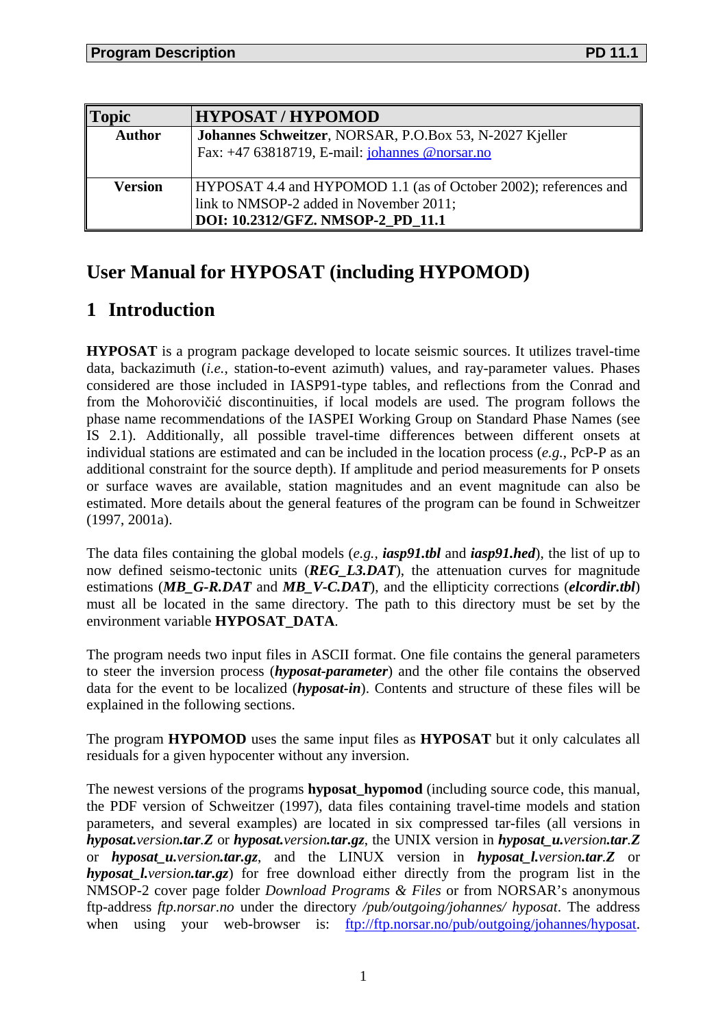| Topic | HYPOSAT / HYPOMOD |
|---|---|
| Author | **Johannes Schweitzer**, NORSAR, P.O.Box 53, N-2027 Kjeller<br>Fax: +47 63818719, E-mail: johannes @norsar.no |
| Version | HYPOSAT 4.4 and HYPOMOD 1.1 (as of October 2002); references and link to NMSOP-2 added in November 2011;<br>**DOI: 10.2312/GFZ. NMSOP-2_PD_11.1** |

# User Manual for HYPOSAT (including HYPOMOD)

## 1 Introduction

**HYPOSAT** is a program package developed to locate seismic sources. It utilizes travel-time data, backazimuth (*i.e.*, station-to-event azimuth) values, and ray-parameter values. Phases considered are those included in IASP91-type tables, and reflections from the Conrad and from the Mohorovičić discontinuities, if local models are used. The program follows the phase name recommendations of the IASPEI Working Group on Standard Phase Names (see IS 2.1). Additionally, all possible travel-time differences between different onsets at individual stations are estimated and can be included in the location process (*e.g.*, PcP-P as an additional constraint for the source depth). If amplitude and period measurements for P onsets or surface waves are available, station magnitudes and an event magnitude can also be estimated. More details about the general features of the program can be found in Schweitzer (1997, 2001a).

The data files containing the global models (*e.g.*, ***iasp91.tbl*** and ***iasp91.hed***), the list of up to now defined seismo-tectonic units (***REG_L3.DAT***), the attenuation curves for magnitude estimations (***MB_G-R.DAT*** and ***MB_V-C.DAT***), and the ellipticity corrections (***elcordir.tbl***) must all be located in the same directory. The path to this directory must be set by the environment variable **HYPOSAT_DATA**.

The program needs two input files in ASCII format. One file contains the general parameters to steer the inversion process (***hyposat-parameter***) and the other file contains the observed data for the event to be localized (***hyposat-in***). Contents and structure of these files will be explained in the following sections.

The program **HYPOMOD** uses the same input files as **HYPOSAT** but it only calculates all residuals for a given hypocenter without any inversion.

The newest versions of the programs **hyposat_hypomod** (including source code, this manual, the PDF version of Schweitzer (1997), data files containing travel-time models and station parameters, and several examples) are located in six compressed tar-files (all versions in ***hyposat.****version****.tar***.***Z*** or ***hyposat.****version****.tar.gz***, the UNIX version in ***hyposat_u.****version****.tar***.***Z*** or ***hyposat_u.****version****.tar.gz***, and the LINUX version in ***hyposat_l.****version****.tar***.***Z*** or ***hyposat_l.****version****.tar.gz***) for free download either directly from the program list in the NMSOP-2 cover page folder *Download Programs & Files* or from NORSAR's anonymous ftp-address *ftp.norsar.no* under the directory */pub/outgoing/johannes/ hyposat*. The address when using your web-browser is: ftp://ftp.norsar.no/pub/outgoing/johannes/hyposat.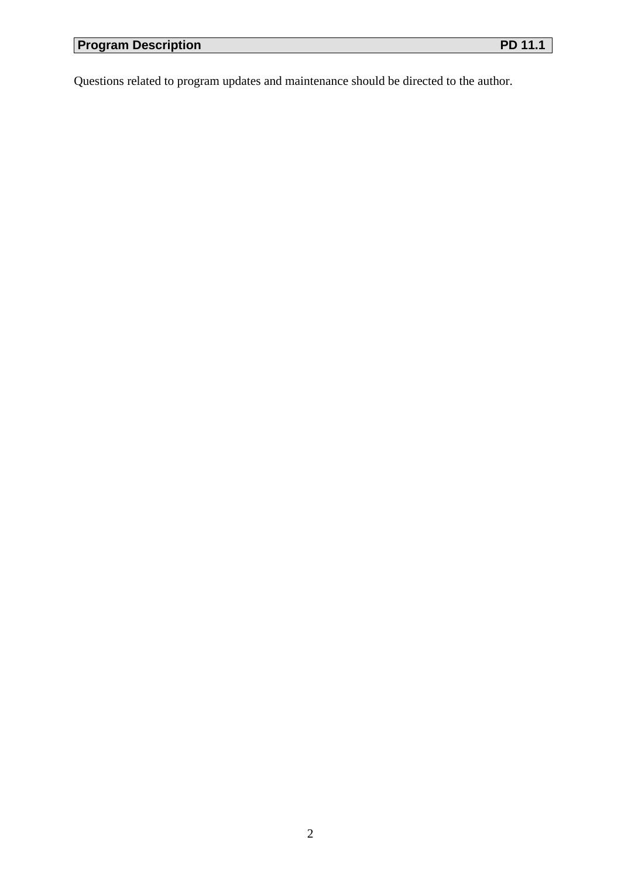Questions related to program updates and maintenance should be directed to the author.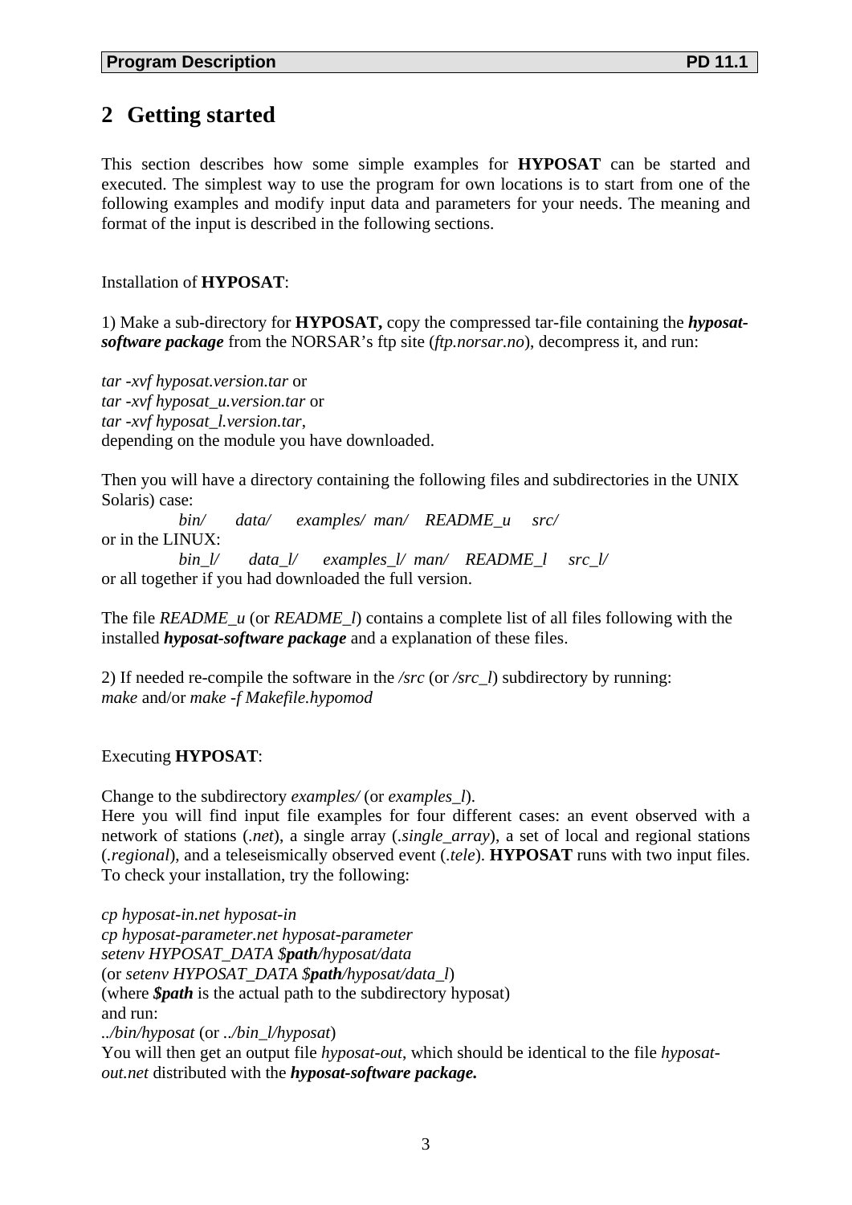## 2 Getting started

This section describes how some simple examples for **HYPOSAT** can be started and executed. The simplest way to use the program for own locations is to start from one of the following examples and modify input data and parameters for your needs. The meaning and format of the input is described in the following sections.

Installation of **HYPOSAT**:

1) Make a sub-directory for **HYPOSAT,** copy the compressed tar-file containing the ***hyposat-software package*** from the NORSAR's ftp site (*ftp.norsar.no*), decompress it, and run:

*tar -xvf hyposat.version.tar* or
*tar -xvf hyposat_u.version.tar* or
*tar -xvf hyposat_l.version.tar*,
depending on the module you have downloaded.

Then you will have a directory containing the following files and subdirectories in the UNIX Solaris) case:

*bin/ data/ examples/ man/ README_u src/*

or in the LINUX:

*bin_l/ data_l/ examples_l/ man/ README_l src_l/*

or all together if you had downloaded the full version.

The file *README_u* (or *README_l*) contains a complete list of all files following with the installed ***hyposat-software package*** and a explanation of these files.

2) If needed re-compile the software in the */src* (or */src_l*) subdirectory by running:
*make* and/or *make -f Makefile.hypomod*

Executing **HYPOSAT**:

Change to the subdirectory *examples/* (or *examples_l*).
Here you will find input file examples for four different cases: an event observed with a network of stations (*.net*), a single array (*.single_array*), a set of local and regional stations (*.regional*), and a teleseismically observed event (*.tele*). **HYPOSAT** runs with two input files. To check your installation, try the following:

*cp hyposat-in.net hyposat-in*
*cp hyposat-parameter.net hyposat-parameter*
*setenv HYPOSAT_DATA $**path**/hyposat/data*
(or *setenv HYPOSAT_DATA $**path**/hyposat/data_l*)
(where ***$path*** is the actual path to the subdirectory hyposat)
and run:
*../bin/hyposat* (or *../bin_l/hyposat*)
You will then get an output file *hyposat-out*, which should be identical to the file *hyposat-out.net* distributed with the ***hyposat-software package.***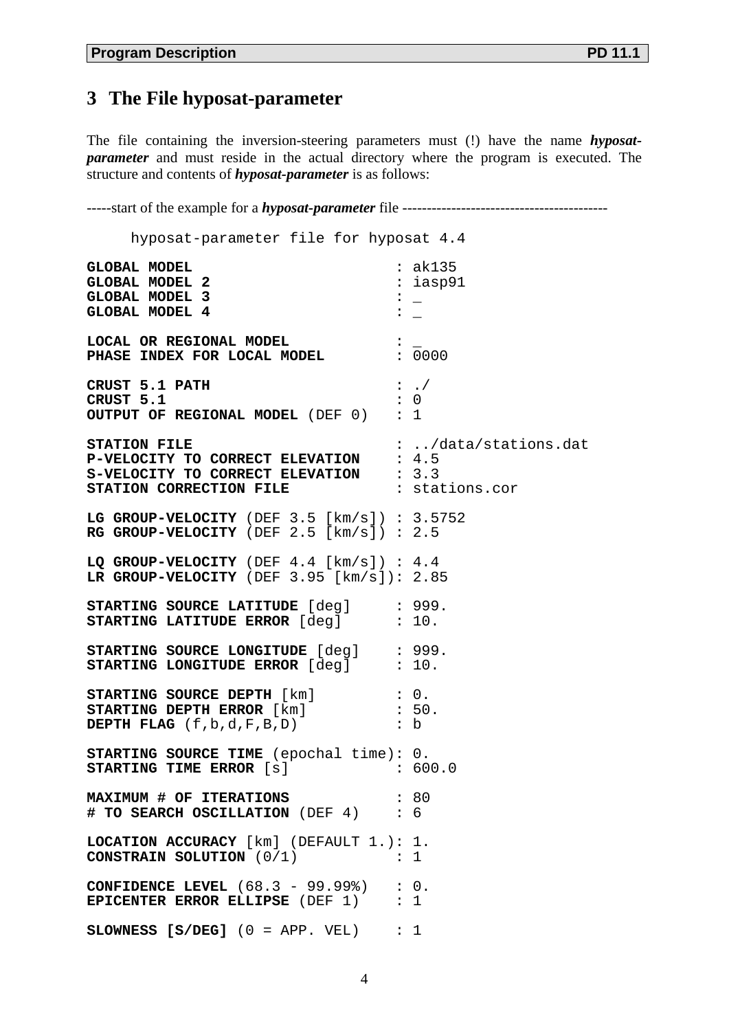# 3 The File hyposat-parameter

The file containing the inversion-steering parameters must (!) have the name ***hyposat-parameter*** and must reside in the actual directory where the program is executed. The structure and contents of ***hyposat-parameter*** is as follows:

-----start of the example for a ***hyposat-parameter*** file -----------------------------------------

```
     hyposat-parameter file for hyposat 4.4

GLOBAL MODEL                      : ak135
GLOBAL MODEL 2                    : iasp91
GLOBAL MODEL 3                    : _
GLOBAL MODEL 4                    : _

LOCAL OR REGIONAL MODEL           : _
PHASE INDEX FOR LOCAL MODEL       : 0000

CRUST 5.1 PATH                    : ./
CRUST 5.1                         : 0
OUTPUT OF REGIONAL MODEL (DEF 0)  : 1

STATION FILE                      : ../data/stations.dat
P-VELOCITY TO CORRECT ELEVATION   : 4.5
S-VELOCITY TO CORRECT ELEVATION   : 3.3
STATION CORRECTION FILE           : stations.cor

LG GROUP-VELOCITY (DEF 3.5 [km/s]) : 3.5752
RG GROUP-VELOCITY (DEF 2.5 [km/s]) : 2.5

LQ GROUP-VELOCITY (DEF 4.4 [km/s]) : 4.4
LR GROUP-VELOCITY (DEF 3.95 [km/s]): 2.85

STARTING SOURCE LATITUDE [deg]    : 999.
STARTING LATITUDE ERROR [deg]     : 10.

STARTING SOURCE LONGITUDE [deg]   : 999.
STARTING LONGITUDE ERROR [deg]    : 10.

STARTING SOURCE DEPTH [km]        : 0.
STARTING DEPTH ERROR [km]         : 50.
DEPTH FLAG (f,b,d,F,B,D)          : b

STARTING SOURCE TIME (epochal time): 0.
STARTING TIME ERROR [s]           : 600.0

MAXIMUM # OF ITERATIONS           : 80
# TO SEARCH OSCILLATION (DEF 4)   : 6

LOCATION ACCURACY [km] (DEFAULT 1.): 1.
CONSTRAIN SOLUTION (0/1)          : 1

CONFIDENCE LEVEL (68.3 - 99.99%)  : 0.
EPICENTER ERROR ELLIPSE (DEF 1)   : 1

SLOWNESS [S/DEG] (0 = APP. VEL)   : 1
```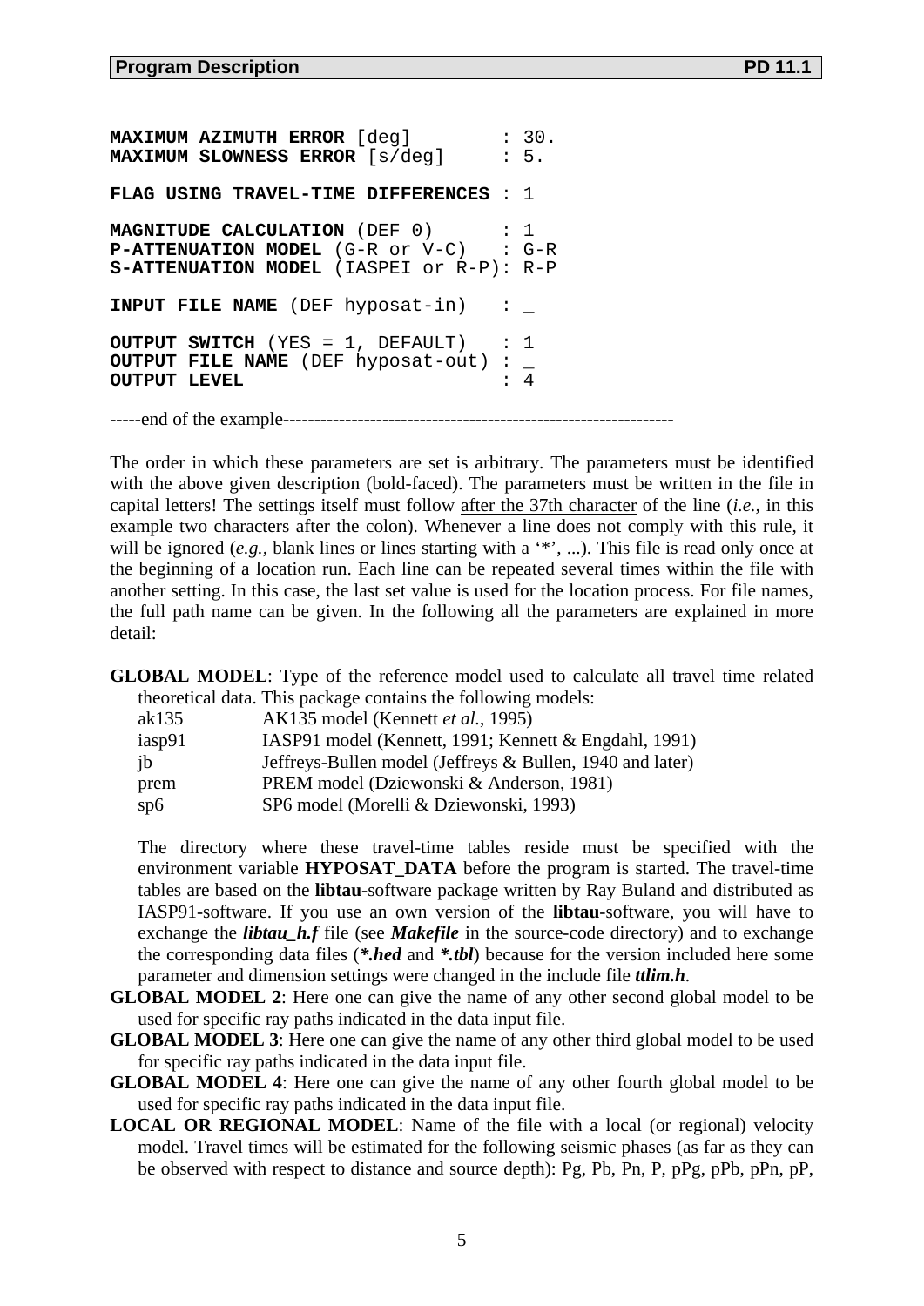```
MAXIMUM AZIMUTH ERROR [deg]         : 30.
MAXIMUM SLOWNESS ERROR [s/deg]      : 5.

FLAG USING TRAVEL-TIME DIFFERENCES : 1

MAGNITUDE CALCULATION (DEF 0)       : 1
P-ATTENUATION MODEL (G-R or V-C)    : G-R
S-ATTENUATION MODEL (IASPEI or R-P): R-P

INPUT FILE NAME (DEF hyposat-in)    : _

OUTPUT SWITCH (YES = 1, DEFAULT)    : 1
OUTPUT FILE NAME (DEF hyposat-out) : _
OUTPUT LEVEL                        : 4
```

-----end of the example--------------------------------------------------------------

The order in which these parameters are set is arbitrary. The parameters must be identified with the above given description (bold-faced). The parameters must be written in the file in capital letters! The settings itself must follow after the 37th character of the line (*i.e.*, in this example two characters after the colon). Whenever a line does not comply with this rule, it will be ignored (*e.g.*, blank lines or lines starting with a '*', ...). This file is read only once at the beginning of a location run. Each line can be repeated several times within the file with another setting. In this case, the last set value is used for the location process. For file names, the full path name can be given. In the following all the parameters are explained in more detail:

**GLOBAL MODEL**: Type of the reference model used to calculate all travel time related theoretical data. This package contains the following models:

| | |
|---|---|
| ak135 | AK135 model (Kennett *et al.*, 1995) |
| iasp91 | IASP91 model (Kennett, 1991; Kennett & Engdahl, 1991) |
| jb | Jeffreys-Bullen model (Jeffreys & Bullen, 1940 and later) |
| prem | PREM model (Dziewonski & Anderson, 1981) |
| sp6 | SP6 model (Morelli & Dziewonski, 1993) |

The directory where these travel-time tables reside must be specified with the environment variable **HYPOSAT_DATA** before the program is started. The travel-time tables are based on the **libtau**-software package written by Ray Buland and distributed as IASP91-software. If you use an own version of the **libtau**-software, you will have to exchange the ***libtau_h.f*** file (see ***Makefile*** in the source-code directory) and to exchange the corresponding data files (***\*.hed*** and ***\*.tbl***) because for the version included here some parameter and dimension settings were changed in the include file ***ttlim.h***.

**GLOBAL MODEL 2**: Here one can give the name of any other second global model to be used for specific ray paths indicated in the data input file.

**GLOBAL MODEL 3**: Here one can give the name of any other third global model to be used for specific ray paths indicated in the data input file.

**GLOBAL MODEL 4**: Here one can give the name of any other fourth global model to be used for specific ray paths indicated in the data input file.

**LOCAL OR REGIONAL MODEL**: Name of the file with a local (or regional) velocity model. Travel times will be estimated for the following seismic phases (as far as they can be observed with respect to distance and source depth): Pg, Pb, Pn, P, pPg, pPb, pPn, pP,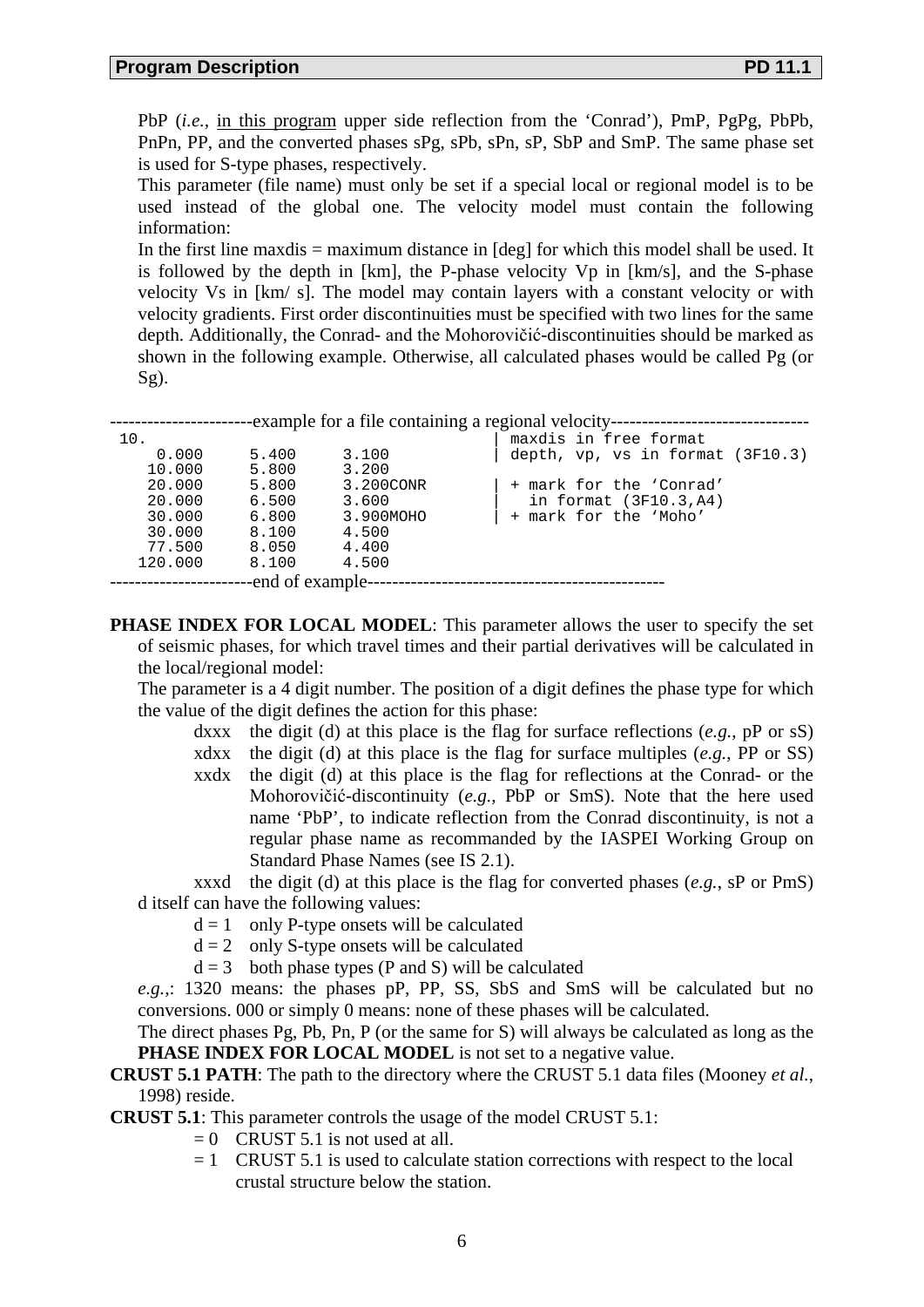PbP (*i.e.*, in this program upper side reflection from the 'Conrad'), PmP, PgPg, PbPb, PnPn, PP, and the converted phases sPg, sPb, sPn, sP, SbP and SmP. The same phase set is used for S-type phases, respectively.

This parameter (file name) must only be set if a special local or regional model is to be used instead of the global one. The velocity model must contain the following information:

In the first line maxdis = maximum distance in [deg] for which this model shall be used. It is followed by the depth in [km], the P-phase velocity Vp in [km/s], and the S-phase velocity Vs in [km/ s]. The model may contain layers with a constant velocity or with velocity gradients. First order discontinuities must be specified with two lines for the same depth. Additionally, the Conrad- and the Mohorovičić-discontinuities should be marked as shown in the following example. Otherwise, all calculated phases would be called Pg (or Sg).

```
----------------------example for a file containing a regional velocity--------------------------------
 10.                                         | maxdis in free format
     0.000     5.400     3.100               | depth, vp, vs in format (3F10.3)
    10.000     5.800     3.200
    20.000     5.800     3.200CONR           | + mark for the 'Conrad'
    20.000     6.500     3.600               |   in format (3F10.3,A4)
    30.000     6.800     3.900MOHO           | + mark for the 'Moho'
    30.000     8.100     4.500
    77.500     8.050     4.400
   120.000     8.100     4.500
----------------------end of example-----------------------------------------------
```

**PHASE INDEX FOR LOCAL MODEL**: This parameter allows the user to specify the set of seismic phases, for which travel times and their partial derivatives will be calculated in the local/regional model:

The parameter is a 4 digit number. The position of a digit defines the phase type for which the value of the digit defines the action for this phase:

- dxxx the digit (d) at this place is the flag for surface reflections (*e.g.*, pP or sS)
- xdxx the digit (d) at this place is the flag for surface multiples (*e.g.*, PP or SS)
- xxdx the digit (d) at this place is the flag for reflections at the Conrad- or the Mohorovičić-discontinuity (*e.g.*, PbP or SmS). Note that the here used name 'PbP', to indicate reflection from the Conrad discontinuity, is not a regular phase name as recommanded by the IASPEI Working Group on Standard Phase Names (see IS 2.1).
- xxxd the digit (d) at this place is the flag for converted phases (*e.g.*, sP or PmS)

d itself can have the following values:

- d = 1 only P-type onsets will be calculated
- d = 2 only S-type onsets will be calculated
- d = 3 both phase types (P and S) will be calculated

*e.g.*,: 1320 means: the phases pP, PP, SS, SbS and SmS will be calculated but no conversions. 000 or simply 0 means: none of these phases will be calculated.

The direct phases Pg, Pb, Pn, P (or the same for S) will always be calculated as long as the **PHASE INDEX FOR LOCAL MODEL** is not set to a negative value.

**CRUST 5.1 PATH**: The path to the directory where the CRUST 5.1 data files (Mooney *et al.*, 1998) reside.

**CRUST 5.1**: This parameter controls the usage of the model CRUST 5.1:

- = 0 CRUST 5.1 is not used at all.
- = 1 CRUST 5.1 is used to calculate station corrections with respect to the local crustal structure below the station.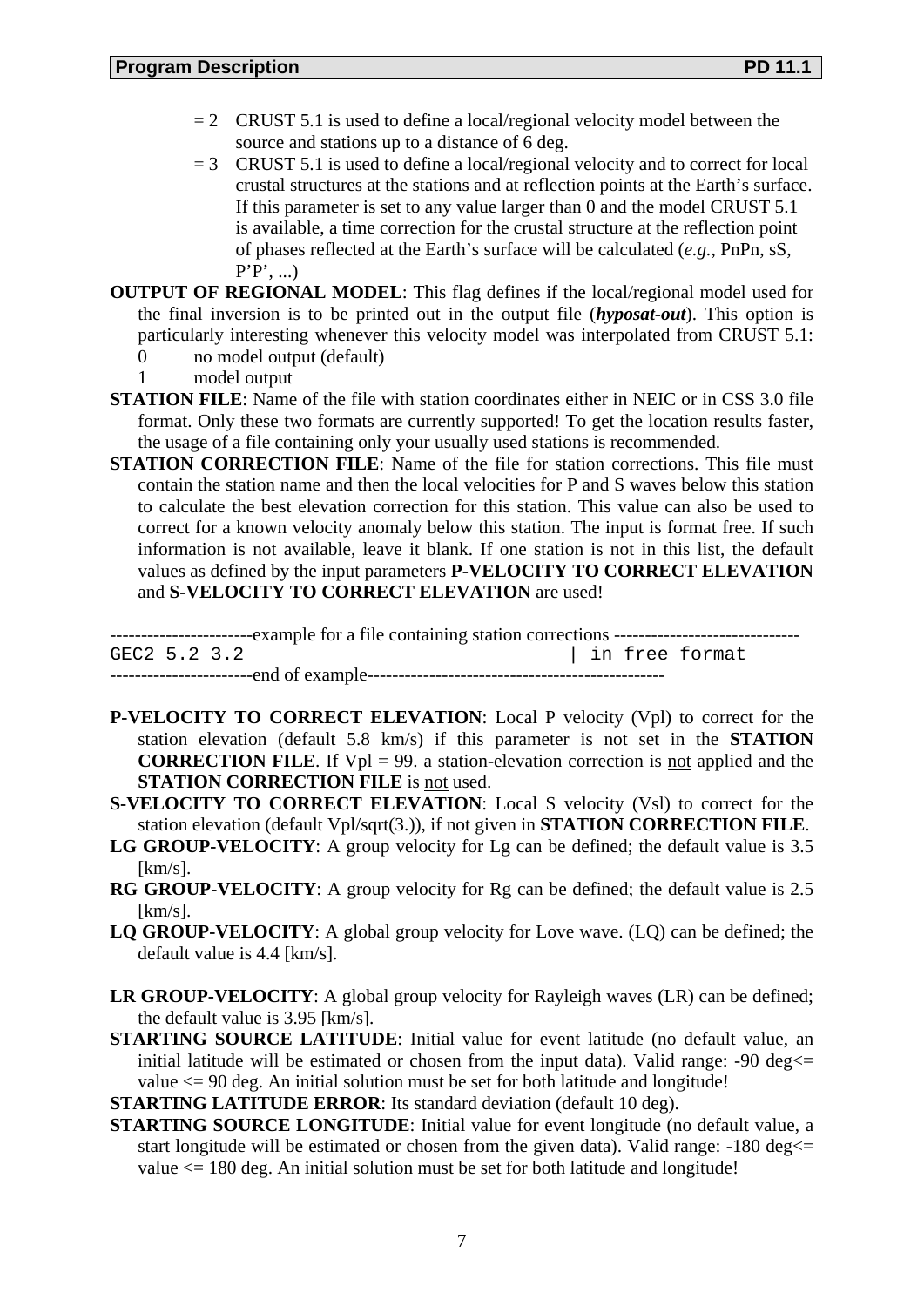= 2 CRUST 5.1 is used to define a local/regional velocity model between the source and stations up to a distance of 6 deg.

= 3 CRUST 5.1 is used to define a local/regional velocity and to correct for local crustal structures at the stations and at reflection points at the Earth's surface. If this parameter is set to any value larger than 0 and the model CRUST 5.1 is available, a time correction for the crustal structure at the reflection point of phases reflected at the Earth's surface will be calculated (*e.g.*, PnPn, sS, P'P', ...)

**OUTPUT OF REGIONAL MODEL**: This flag defines if the local/regional model used for the final inversion is to be printed out in the output file (***hyposat-out***). This option is particularly interesting whenever this velocity model was interpolated from CRUST 5.1:

0 no model output (default)

1 model output

**STATION FILE**: Name of the file with station coordinates either in NEIC or in CSS 3.0 file format. Only these two formats are currently supported! To get the location results faster, the usage of a file containing only your usually used stations is recommended.

**STATION CORRECTION FILE**: Name of the file for station corrections. This file must contain the station name and then the local velocities for P and S waves below this station to calculate the best elevation correction for this station. This value can also be used to correct for a known velocity anomaly below this station. The input is format free. If such information is not available, leave it blank. If one station is not in this list, the default values as defined by the input parameters **P-VELOCITY TO CORRECT ELEVATION** and **S-VELOCITY TO CORRECT ELEVATION** are used!

----------------------example for a file containing station corrections ------------------------------

```
GEC2 5.2 3.2                             | in free format
```

----------------------end of example-----------------------------------------------

**P-VELOCITY TO CORRECT ELEVATION**: Local P velocity (Vpl) to correct for the station elevation (default 5.8 km/s) if this parameter is not set in the **STATION CORRECTION FILE**. If Vpl = 99. a station-elevation correction is <u>not</u> applied and the **STATION CORRECTION FILE** is <u>not</u> used.

**S-VELOCITY TO CORRECT ELEVATION**: Local S velocity (Vsl) to correct for the station elevation (default Vpl/sqrt(3.)), if not given in **STATION CORRECTION FILE**.

**LG GROUP-VELOCITY**: A group velocity for Lg can be defined; the default value is 3.5 [km/s].

**RG GROUP-VELOCITY**: A group velocity for Rg can be defined; the default value is 2.5 [km/s].

**LQ GROUP-VELOCITY**: A global group velocity for Love wave. (LQ) can be defined; the default value is 4.4 [km/s].

**LR GROUP-VELOCITY**: A global group velocity for Rayleigh waves (LR) can be defined; the default value is 3.95 [km/s].

**STARTING SOURCE LATITUDE**: Initial value for event latitude (no default value, an initial latitude will be estimated or chosen from the input data). Valid range: -90 deg<= value <= 90 deg. An initial solution must be set for both latitude and longitude!

**STARTING LATITUDE ERROR**: Its standard deviation (default 10 deg).

**STARTING SOURCE LONGITUDE**: Initial value for event longitude (no default value, a start longitude will be estimated or chosen from the given data). Valid range: -180 deg<= value <= 180 deg. An initial solution must be set for both latitude and longitude!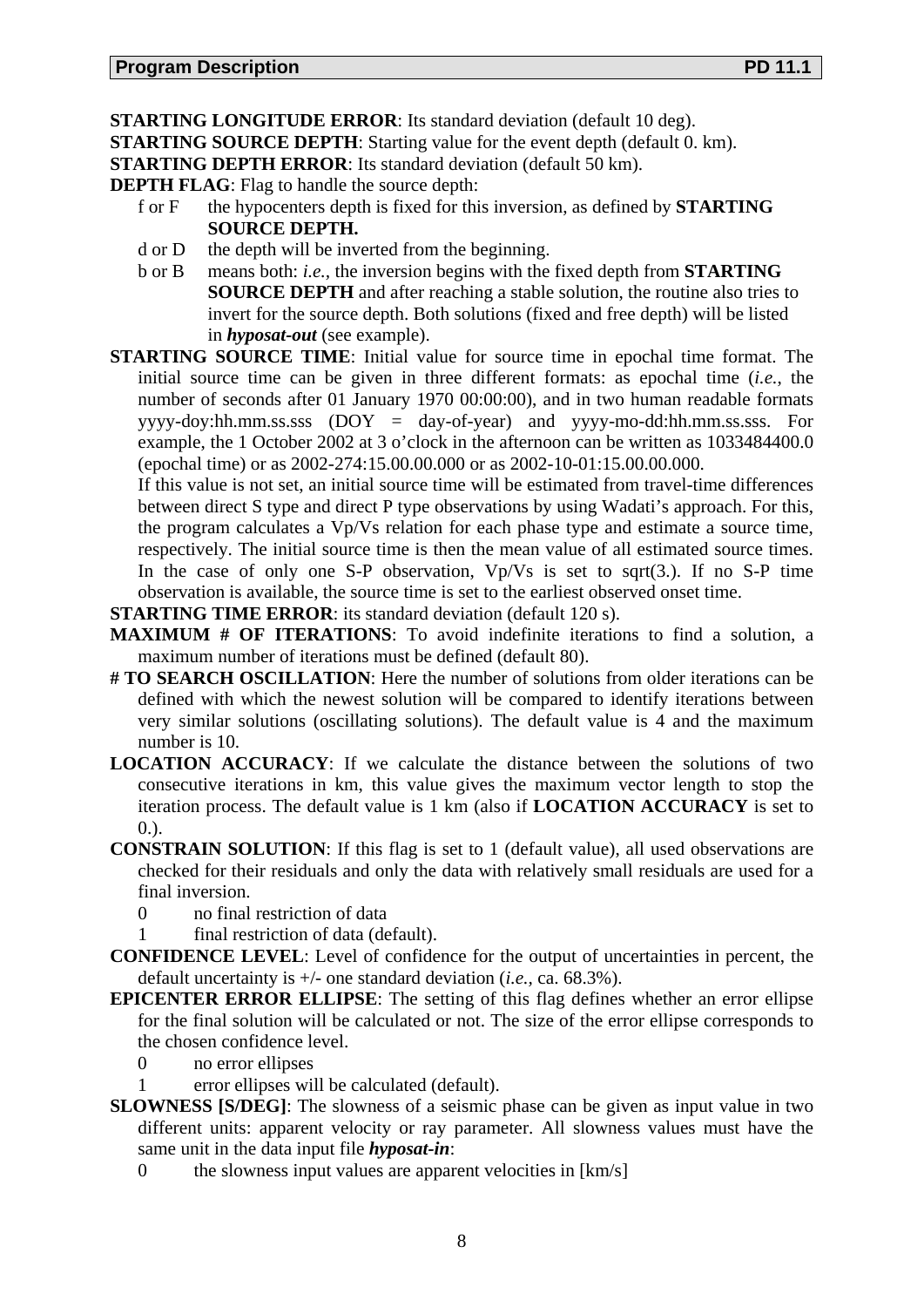**STARTING LONGITUDE ERROR**: Its standard deviation (default 10 deg).

**STARTING SOURCE DEPTH**: Starting value for the event depth (default 0. km).

**STARTING DEPTH ERROR**: Its standard deviation (default 50 km).

**DEPTH FLAG**: Flag to handle the source depth:

- f or F the hypocenters depth is fixed for this inversion, as defined by **STARTING SOURCE DEPTH.**
- d or D the depth will be inverted from the beginning.
- b or B means both: *i.e.*, the inversion begins with the fixed depth from **STARTING SOURCE DEPTH** and after reaching a stable solution, the routine also tries to invert for the source depth. Both solutions (fixed and free depth) will be listed in ***hyposat-out*** (see example).

**STARTING SOURCE TIME**: Initial value for source time in epochal time format. The initial source time can be given in three different formats: as epochal time (*i.e.*, the number of seconds after 01 January 1970 00:00:00), and in two human readable formats yyyy-doy:hh.mm.ss.sss (DOY = day-of-year) and yyyy-mo-dd:hh.mm.ss.sss. For example, the 1 October 2002 at 3 o'clock in the afternoon can be written as 1033484400.0 (epochal time) or as 2002-274:15.00.00.000 or as 2002-10-01:15.00.00.000.

If this value is not set, an initial source time will be estimated from travel-time differences between direct S type and direct P type observations by using Wadati's approach. For this, the program calculates a Vp/Vs relation for each phase type and estimate a source time, respectively. The initial source time is then the mean value of all estimated source times. In the case of only one S-P observation, Vp/Vs is set to sqrt(3.). If no S-P time observation is available, the source time is set to the earliest observed onset time.

**STARTING TIME ERROR**: its standard deviation (default 120 s).

**MAXIMUM # OF ITERATIONS**: To avoid indefinite iterations to find a solution, a maximum number of iterations must be defined (default 80).

**# TO SEARCH OSCILLATION**: Here the number of solutions from older iterations can be defined with which the newest solution will be compared to identify iterations between very similar solutions (oscillating solutions). The default value is 4 and the maximum number is 10.

**LOCATION ACCURACY**: If we calculate the distance between the solutions of two consecutive iterations in km, this value gives the maximum vector length to stop the iteration process. The default value is 1 km (also if **LOCATION ACCURACY** is set to 0.).

**CONSTRAIN SOLUTION**: If this flag is set to 1 (default value), all used observations are checked for their residuals and only the data with relatively small residuals are used for a final inversion.

- 0 no final restriction of data
- 1 final restriction of data (default).

**CONFIDENCE LEVEL**: Level of confidence for the output of uncertainties in percent, the default uncertainty is +/- one standard deviation (*i.e.*, ca. 68.3%).

**EPICENTER ERROR ELLIPSE**: The setting of this flag defines whether an error ellipse for the final solution will be calculated or not. The size of the error ellipse corresponds to the chosen confidence level.

- 0 no error ellipses
- 1 error ellipses will be calculated (default).

**SLOWNESS [S/DEG]**: The slowness of a seismic phase can be given as input value in two different units: apparent velocity or ray parameter. All slowness values must have the same unit in the data input file ***hyposat-in***:

- 0 the slowness input values are apparent velocities in [km/s]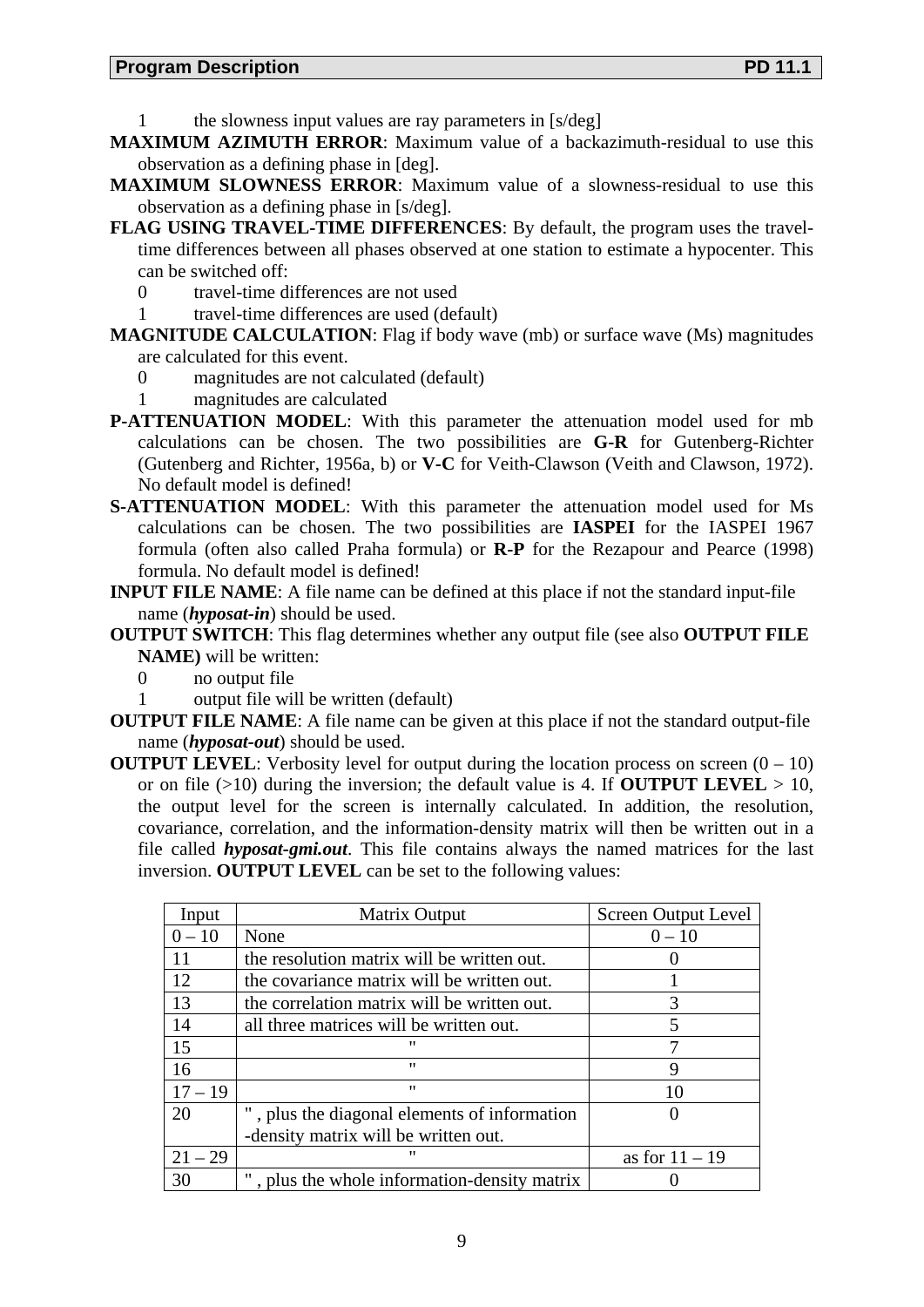1 the slowness input values are ray parameters in [s/deg]

**MAXIMUM AZIMUTH ERROR**: Maximum value of a backazimuth-residual to use this observation as a defining phase in [deg].

**MAXIMUM SLOWNESS ERROR**: Maximum value of a slowness-residual to use this observation as a defining phase in [s/deg].

**FLAG USING TRAVEL-TIME DIFFERENCES**: By default, the program uses the travel-time differences between all phases observed at one station to estimate a hypocenter. This can be switched off:

0 travel-time differences are not used
1 travel-time differences are used (default)

**MAGNITUDE CALCULATION**: Flag if body wave (mb) or surface wave (Ms) magnitudes are calculated for this event.

0 magnitudes are not calculated (default)
1 magnitudes are calculated

**P-ATTENUATION MODEL**: With this parameter the attenuation model used for mb calculations can be chosen. The two possibilities are **G-R** for Gutenberg-Richter (Gutenberg and Richter, 1956a, b) or **V-C** for Veith-Clawson (Veith and Clawson, 1972). No default model is defined!

**S-ATTENUATION MODEL**: With this parameter the attenuation model used for Ms calculations can be chosen. The two possibilities are **IASPEI** for the IASPEI 1967 formula (often also called Praha formula) or **R-P** for the Rezapour and Pearce (1998) formula. No default model is defined!

**INPUT FILE NAME**: A file name can be defined at this place if not the standard input-file name (***hyposat-in***) should be used.

**OUTPUT SWITCH**: This flag determines whether any output file (see also **OUTPUT FILE NAME)** will be written:

0 no output file
1 output file will be written (default)

**OUTPUT FILE NAME**: A file name can be given at this place if not the standard output-file name (***hyposat-out***) should be used.

**OUTPUT LEVEL**: Verbosity level for output during the location process on screen (0 – 10) or on file (>10) during the inversion; the default value is 4. If **OUTPUT LEVEL** > 10, the output level for the screen is internally calculated. In addition, the resolution, covariance, correlation, and the information-density matrix will then be written out in a file called ***hyposat-gmi.out***. This file contains always the named matrices for the last inversion. **OUTPUT LEVEL** can be set to the following values:

| Input | Matrix Output | Screen Output Level |
|---|---|---|
| 0 – 10 | None | 0 – 10 |
| 11 | the resolution matrix will be written out. | 0 |
| 12 | the covariance matrix will be written out. | 1 |
| 13 | the correlation matrix will be written out. | 3 |
| 14 | all three matrices will be written out. | 5 |
| 15 | " | 7 |
| 16 | " | 9 |
| 17 – 19 | " | 10 |
| 20 | " , plus the diagonal elements of information -density matrix will be written out. | 0 |
| 21 – 29 | " | as for 11 – 19 |
| 30 | " , plus the whole information-density matrix | 0 |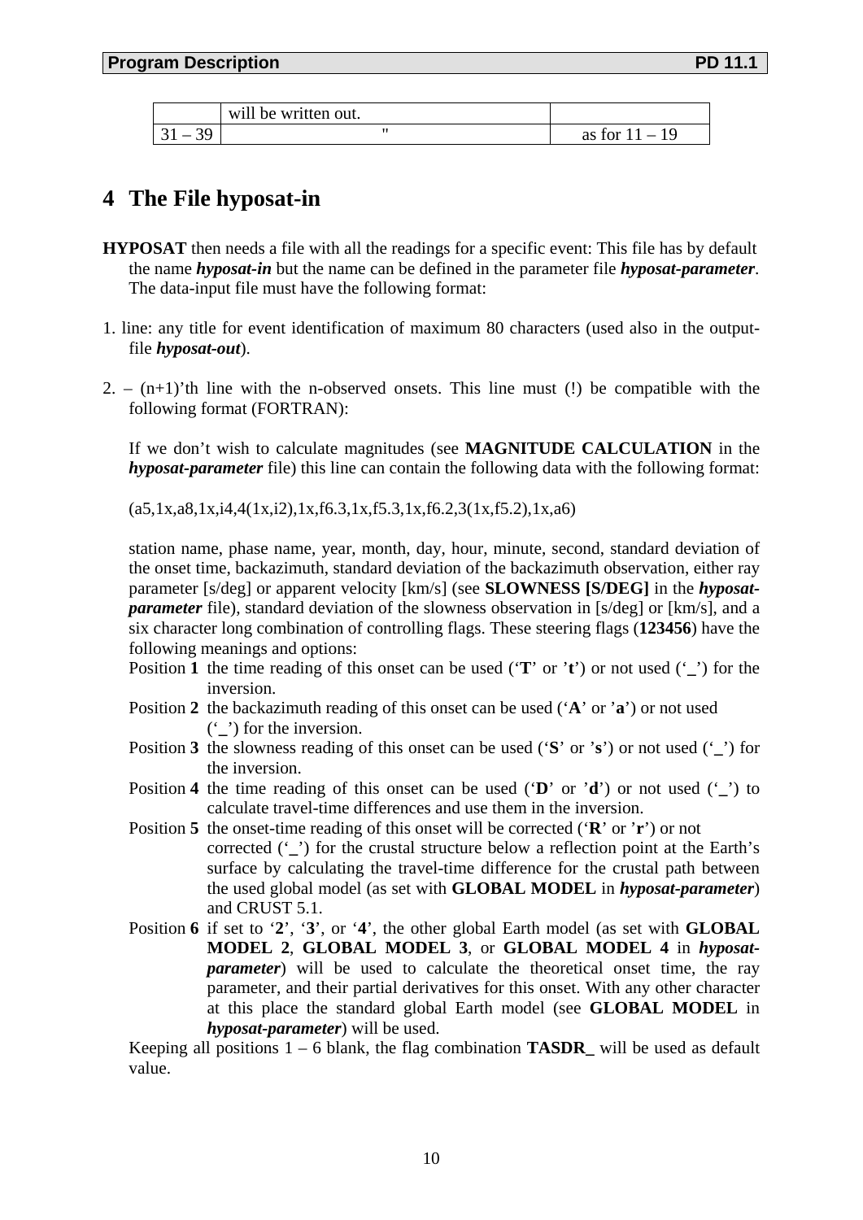|  | will be written out. |  |
| --- | --- | --- |
| 31 – 39 | " | as for 11 – 19 |

# 4 The File hyposat-in

**HYPOSAT** then needs a file with all the readings for a specific event: This file has by default the name ***hyposat-in*** but the name can be defined in the parameter file ***hyposat-parameter***. The data-input file must have the following format:

1. line: any title for event identification of maximum 80 characters (used also in the output-file ***hyposat-out***).

2. – (n+1)'th line with the n-observed onsets. This line must (!) be compatible with the following format (FORTRAN):

   If we don't wish to calculate magnitudes (see **MAGNITUDE CALCULATION** in the ***hyposat-parameter*** file) this line can contain the following data with the following format:

   (a5,1x,a8,1x,i4,4(1x,i2),1x,f6.3,1x,f5.3,1x,f6.2,3(1x,f5.2),1x,a6)

   station name, phase name, year, month, day, hour, minute, second, standard deviation of the onset time, backazimuth, standard deviation of the backazimuth observation, either ray parameter [s/deg] or apparent velocity [km/s] (see **SLOWNESS [S/DEG]** in the ***hyposat-parameter*** file), standard deviation of the slowness observation in [s/deg] or [km/s], and a six character long combination of controlling flags. These steering flags (**123456**) have the following meanings and options:

   Position **1** the time reading of this onset can be used ('**T**' or '**t**') or not used ('**_**') for the inversion.

   Position **2** the backazimuth reading of this onset can be used ('**A**' or '**a**') or not used ('**_**') for the inversion.

   Position **3** the slowness reading of this onset can be used ('**S**' or '**s**') or not used ('**_**') for the inversion.

   Position **4** the time reading of this onset can be used ('**D**' or '**d**') or not used ('**_**') to calculate travel-time differences and use them in the inversion.

   Position **5** the onset-time reading of this onset will be corrected ('**R**' or '**r**') or not corrected ('**_**') for the crustal structure below a reflection point at the Earth's surface by calculating the travel-time difference for the crustal path between the used global model (as set with **GLOBAL MODEL** in ***hyposat-parameter***) and CRUST 5.1.

   Position **6** if set to '**2**', '**3**', or '**4**', the other global Earth model (as set with **GLOBAL MODEL 2**, **GLOBAL MODEL 3**, or **GLOBAL MODEL 4** in ***hyposat-parameter***) will be used to calculate the theoretical onset time, the ray parameter, and their partial derivatives for this onset. With any other character at this place the standard global Earth model (see **GLOBAL MODEL** in ***hyposat-parameter***) will be used.

   Keeping all positions 1 – 6 blank, the flag combination **TASDR_** will be used as default value.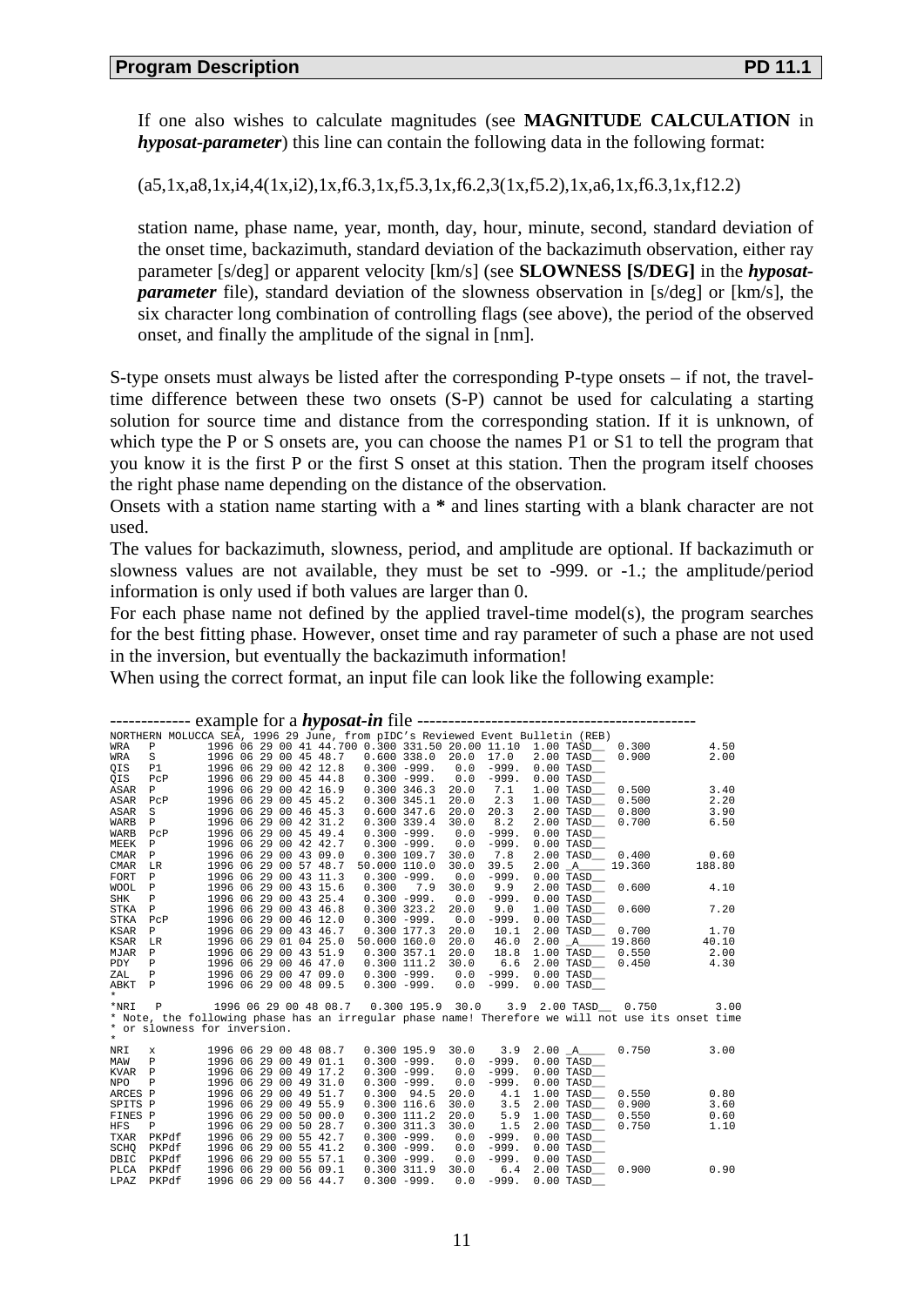If one also wishes to calculate magnitudes (see **MAGNITUDE CALCULATION** in ***hyposat-parameter***) this line can contain the following data in the following format:

(a5,1x,a8,1x,i4,4(1x,i2),1x,f6.3,1x,f5.3,1x,f6.2,3(1x,f5.2),1x,a6,1x,f6.3,1x,f12.2)

station name, phase name, year, month, day, hour, minute, second, standard deviation of the onset time, backazimuth, standard deviation of the backazimuth observation, either ray parameter [s/deg] or apparent velocity [km/s] (see **SLOWNESS [S/DEG]** in the ***hyposat-parameter*** file), standard deviation of the slowness observation in [s/deg] or [km/s], the six character long combination of controlling flags (see above), the period of the observed onset, and finally the amplitude of the signal in [nm].

S-type onsets must always be listed after the corresponding P-type onsets – if not, the travel-time difference between these two onsets (S-P) cannot be used for calculating a starting solution for source time and distance from the corresponding station. If it is unknown, of which type the P or S onsets are, you can choose the names P1 or S1 to tell the program that you know it is the first P or the first S onset at this station. Then the program itself chooses the right phase name depending on the distance of the observation.

Onsets with a station name starting with a **\*** and lines starting with a blank character are not used.

The values for backazimuth, slowness, period, and amplitude are optional. If backazimuth or slowness values are not available, they must be set to -999. or -1.; the amplitude/period information is only used if both values are larger than 0.

For each phase name not defined by the applied travel-time model(s), the program searches for the best fitting phase. However, onset time and ray parameter of such a phase are not used in the inversion, but eventually the backazimuth information!

When using the correct format, an input file can look like the following example:

------------- example for a ***hyposat-in*** file ---------------------------------------------

```
NORTHERN MOLUCCA SEA, 1996 29 June, from pIDC's Reviewed Event Bulletin (REB)
WRA   P        1996 06 29 00 41 44.700 0.300 331.50 20.00 11.10  1.00 TASD__  0.300          4.50
WRA   S        1996 06 29 00 45 48.7   0.600 338.0  20.0  17.0   2.00 TASD__  0.900          2.00
QIS   P1       1996 06 29 00 42 12.8   0.300 -999.   0.0  -999.  0.00 TASD__
QIS   PcP      1996 06 29 00 45 44.8   0.300 -999.   0.0  -999.  0.00 TASD__
ASAR  P        1996 06 29 00 42 16.9   0.300 346.3  20.0   7.1   1.00 TASD__  0.500          3.40
ASAR  PcP      1996 06 29 00 45 45.2   0.300 345.1  20.0   2.3   1.00 TASD__  0.500          2.20
ASAR  S        1996 06 29 00 46 45.3   0.600 347.6  20.0  20.3   2.00 TASD__  0.800          3.90
WARB  P        1996 06 29 00 42 31.2   0.300 339.4  30.0   8.2   2.00 TASD__  0.700          6.50
WARB  PcP      1996 06 29 00 45 49.4   0.300 -999.   0.0  -999.  0.00 TASD__
MEEK  P        1996 06 29 00 42 42.7   0.300 -999.   0.0  -999.  0.00 TASD__
CMAR  P        1996 06 29 00 43 09.0   0.300 109.7  30.0   7.8   2.00 TASD__  0.400          0.60
CMAR  LR       1996 06 29 00 57 48.7  50.000 110.0  30.0  39.5   2.00 _A____ 19.360        188.80
FORT  P        1996 06 29 00 43 11.3   0.300 -999.   0.0  -999.  0.00 TASD__
WOOL  P        1996 06 29 00 43 15.6   0.300   7.9  30.0   9.9   2.00 TASD__  0.600          4.10
SHK   P        1996 06 29 00 43 25.4   0.300 -999.   0.0  -999.  0.00 TASD__
STKA  P        1996 06 29 00 43 46.8   0.300 323.2  20.0   9.0   1.00 TASD__  0.600          7.20
STKA  PcP      1996 06 29 00 46 12.0   0.300 -999.   0.0  -999.  0.00 TASD__
KSAR  P        1996 06 29 00 43 46.7   0.300 177.3  20.0  10.1   2.00 TASD__  0.700          1.70
KSAR  LR       1996 06 29 01 04 25.0  50.000 160.0  20.0  46.0   2.00 _A____ 19.860         40.10
MJAR  P        1996 06 29 00 43 51.9   0.300 357.1  20.0  18.8   1.00 TASD__  0.550          2.00
PDY   P        1996 06 29 00 46 47.0   0.300 111.2  30.0   6.6   2.00 TASD__  0.450          4.30
ZAL   P        1996 06 29 00 47 09.0   0.300 -999.   0.0  -999.  0.00 TASD__
ABKT  P        1996 06 29 00 48 09.5   0.300 -999.   0.0  -999.  0.00 TASD__
*
*NRI   P       1996 06 29 00 48 08.7   0.300 195.9  30.0    3.9  2.00 TASD__  0.750          3.00
* Note, the following phase has an irregular phase name! Therefore we will not use its onset time
* or slowness for inversion.
*
NRI   x        1996 06 29 00 48 08.7   0.300 195.9  30.0    3.9  2.00 _A____  0.750          3.00
MAW   P        1996 06 29 00 49 01.1   0.300 -999.   0.0  -999.  0.00 TASD__
KVAR  P        1996 06 29 00 49 17.2   0.300 -999.   0.0  -999.  0.00 TASD__
NPO   P        1996 06 29 00 49 31.0   0.300 -999.   0.0  -999.  0.00 TASD__
ARCES P        1996 06 29 00 49 51.7   0.300  94.5  20.0    4.1  1.00 TASD__  0.550          0.80
SPITS P        1996 06 29 00 49 55.9   0.300 116.6  30.0    3.5  2.00 TASD__  0.900          3.60
FINES P        1996 06 29 00 50 00.0   0.300 111.2  20.0    5.9  1.00 TASD__  0.550          0.60
HFS   P        1996 06 29 00 50 28.7   0.300 311.3  30.0    1.5  2.00 TASD__  0.750          1.10
TXAR  PKPdf    1996 06 29 00 55 42.7   0.300 -999.   0.0  -999.  0.00 TASD__
SCHQ  PKPdf    1996 06 29 00 55 41.2   0.300 -999.   0.0  -999.  0.00 TASD__
DBIC  PKPdf    1996 06 29 00 55 57.1   0.300 -999.   0.0  -999.  0.00 TASD__
PLCA  PKPdf    1996 06 29 00 56 09.1   0.300 311.9  30.0    6.4  2.00 TASD__  0.900          0.90
LPAZ  PKPdf    1996 06 29 00 56 44.7   0.300 -999.   0.0  -999.  0.00 TASD__
```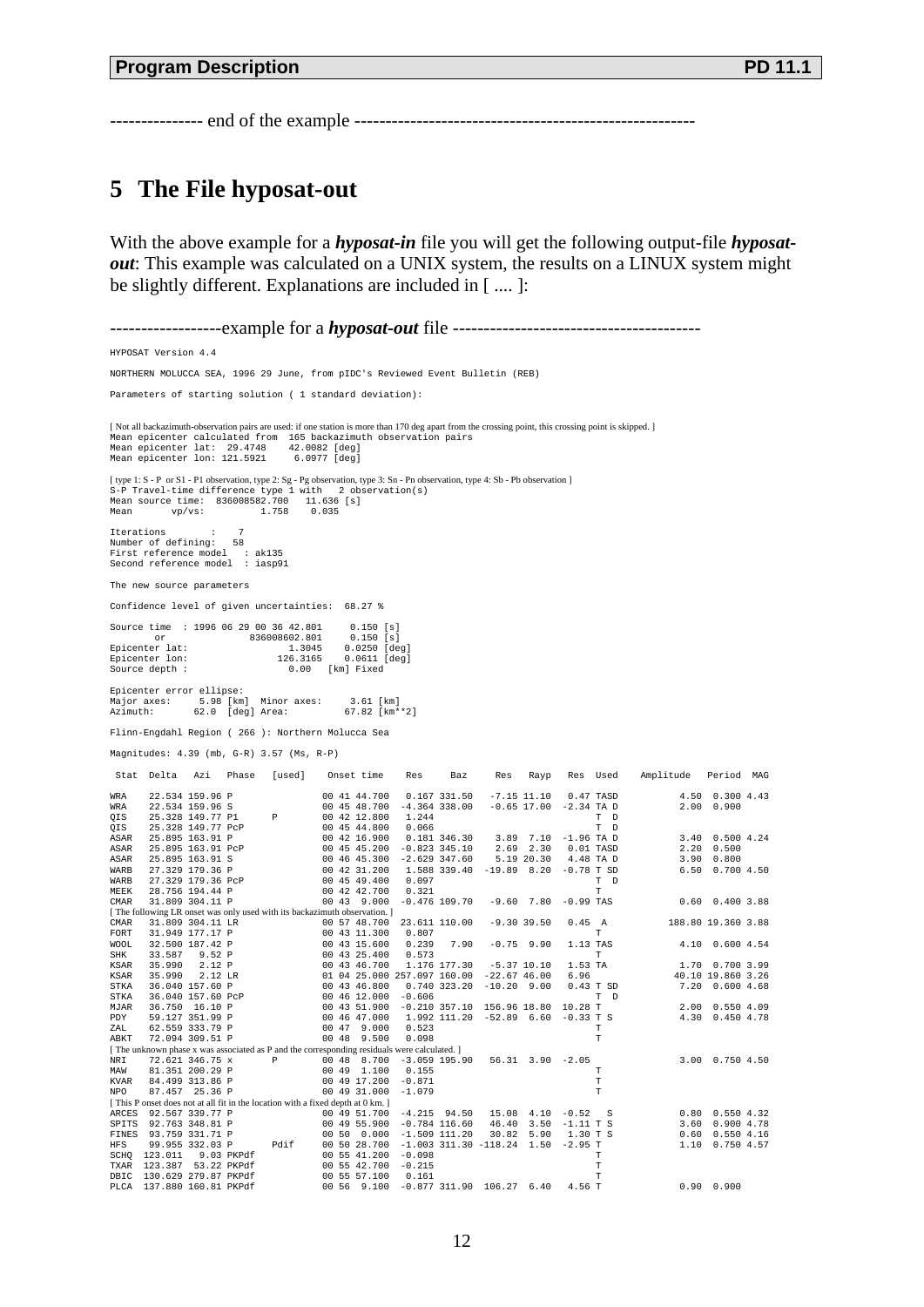--------------- end of the example -------------------------------------------------------

# 5 The File hyposat-out

With the above example for a ***hyposat-in*** file you will get the following output-file ***hyposat-out***: This example was calculated on a UNIX system, the results on a LINUX system might be slightly different. Explanations are included in [ .... ]:

------------------example for a ***hyposat-out*** file ----------------------------------------

```
HYPOSAT Version 4.4

NORTHERN MOLUCCA SEA, 1996 29 June, from pIDC's Reviewed Event Bulletin (REB)

Parameters of starting solution ( 1 standard deviation):

[ Not all backazimuth-observation pairs are used: if one station is more than 170 deg apart from the crossing point, this crossing point is skipped. ]
Mean epicenter calculated from  165 backazimuth observation pairs
Mean epicenter lat:  29.4748    42.0082 [deg]
Mean epicenter lon: 121.5921     6.0977 [deg]

[ type 1: S - P  or S1 - P1 observation, type 2: Sg - Pg observation, type 3: Sn - Pn observation, type 4: Sb - Pb observation ]
S-P Travel-time difference type 1 with   2 observation(s)
Mean source time:  836008582.700   11.636 [s]
Mean       vp/vs:          1.758    0.035

Iterations        :    7
Number of defining:   58
First reference model   : ak135
Second reference model  : iasp91

The new source parameters

Confidence level of given uncertainties:  68.27 %

Source time  : 1996 06 29 00 36 42.801     0.150 [s]
       or              836008602.801     0.150 [s]
Epicenter lat:                 1.3045    0.0250 [deg]
Epicenter lon:               126.3165    0.0611 [deg]
Source depth :                 0.00   [km] Fixed

Epicenter error ellipse:
Major axes:     5.98 [km]  Minor axes:     3.61 [km]
Azimuth:       62.0  [deg] Area:          67.82 [km**2]

Flinn-Engdahl Region ( 266 ): Northern Molucca Sea

Magnitudes: 4.39 (mb, G-R) 3.57 (Ms, R-P)

 Stat  Delta   Azi   Phase   [used]    Onset time    Res     Baz     Res   Rayp   Res  Used    Amplitude   Period  MAG

WRA    22.534 159.96 P                00 41 44.700   0.167 331.50   -7.15 11.10   0.47 TASD          4.50  0.300 4.43
WRA    22.534 159.96 S                00 45 48.700  -4.364 338.00   -0.65 17.00  -2.34 TA D          2.00  0.900
QIS    25.328 149.77 P1      P        00 42 12.800   1.244                              T  D
QIS    25.328 149.77 PcP              00 45 44.800   0.066                              T  D
ASAR   25.895 163.91 P                00 42 16.900   0.181 346.30    3.89  7.10  -1.96 TA D          3.40  0.500 4.24
ASAR   25.895 163.91 PcP              00 45 45.200  -0.823 345.10    2.69  2.30   0.01 TASD          2.20  0.500
ASAR   25.895 163.91 S                00 46 45.300  -2.629 347.60    5.19 20.30   4.48 TA D          3.90  0.800
WARB   27.329 179.36 P                00 42 31.200   1.588 339.40  -19.89  8.20  -0.78 T SD          6.50  0.700 4.50
WARB   27.329 179.36 PcP              00 45 49.400   0.097                              T  D
MEEK   28.756 194.44 P                00 42 42.700   0.321                              T
CMAR   31.809 304.11 P                00 43  9.000  -0.476 109.70   -9.60  7.80  -0.99 TAS           0.60  0.400 3.88
[ The following LR onset was only used with its backazimuth observation. ]
CMAR   31.809 304.11 LR               00 57 48.700  23.611 110.00   -9.30 39.50   0.45  A          188.80 19.360 3.88
FORT   31.949 177.17 P                00 43 11.300   0.807                              T
WOOL   32.500 187.42 P                00 43 15.600   0.239   7.90   -0.75  9.90   1.13 TAS           4.10  0.600 4.54
SHK    33.587   9.52 P                00 43 25.400   0.573                              T
KSAR   35.990   2.12 P                00 43 46.700   1.176 177.30   -5.37 10.10   1.53 TA            1.70  0.700 3.99
KSAR   35.990   2.12 LR               01 04 25.000 257.097 160.00  -22.67 46.00   6.96              40.10 19.860 3.26
STKA   36.040 157.60 P                00 43 46.800   0.740 323.20  -10.20  9.00   0.43 T SD          7.20  0.600 4.68
STKA   36.040 157.60 PcP              00 46 12.000  -0.606                              T  D
MJAR   36.750  16.10 P                00 43 51.900  -0.210 357.10  156.96 18.80  10.28 T             2.00  0.550 4.09
PDY    59.127 351.99 P                00 46 47.000   1.992 111.20  -52.89  6.60  -0.33 T S           4.30  0.450 4.78
ZAL    62.559 333.79 P                00 47  9.000   0.523                              T
ABKT   72.094 309.51 P                00 48  9.500   0.098                              T
[ The unknown phase x was associated as P and the corresponding residuals were calculated. ]
NRI    72.621 346.75 x       P        00 48  8.700  -3.059 195.90   56.31  3.90  -2.05               3.00  0.750 4.50
MAW    81.351 200.29 P                00 49  1.100   0.155                              T
KVAR   84.499 313.86 P                00 49 17.200  -0.871                              T
NPO    87.457  25.36 P                00 49 31.000  -1.079                              T
[ This P onset does not at all fit in the location with a fixed depth at 0 km. ]
ARCES  92.567 339.77 P                00 49 51.700  -4.215  94.50   15.08  4.10  -0.52   S           0.80  0.550 4.32
SPITS  92.763 348.81 P                00 49 55.900  -0.784 116.60   46.40  3.50  -1.11 T S           3.60  0.900 4.78
FINES  93.759 331.71 P                00 50  0.000  -1.509 111.20   30.82  5.90   1.30 T S           0.60  0.550 4.16
HFS    99.955 332.03 P       Pdif     00 50 28.700  -1.003 311.30 -118.24  1.50  -2.95 T             1.10  0.750 4.57
SCHQ  123.011   9.03 PKPdf            00 55 41.200  -0.098                              T
TXAR  123.387  53.22 PKPdf            00 55 42.700  -0.215                              T
DBIC  130.629 279.87 PKPdf            00 55 57.100   0.161                              T
PLCA  137.880 160.81 PKPdf            00 56  9.100  -0.877 311.90  106.27  6.40   4.56 T             0.90  0.900
```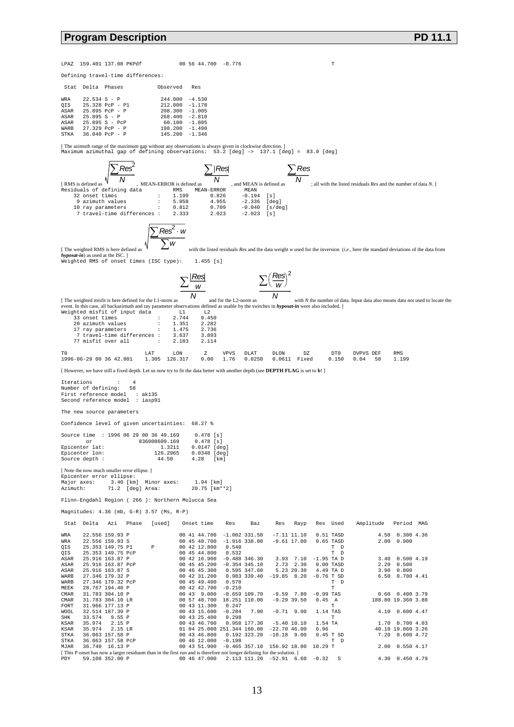```
LPAZ  159.401 137.08 PKPdf           00 56 44.700  -0.776                              T

Defining travel-time differences:

 Stat  Delta  Phases           Observed   Res

WRA    22.534 S - P            244.000  -4.530
QIS    25.328 PcP - P1         212.000  -1.178
ASAR   25.895 PcP - P          208.300  -1.005
ASAR   25.895 S - P            268.400  -2.810
ASAR   25.895 S - PcP           60.100  -1.805
WARB   27.329 PcP - P          198.200  -1.490
STKA   36.040 PcP - P          145.200  -1.346
```

[ The azimuth range of the maximum gap without any observations is always given in clockwise direction. ]

```
Maximum azimuthal gap of defining observations:  53.2 [deg] -> 137.1 [deg] =  83.9 [deg]
```

[ RMS is defined as $\sqrt{\frac{\sum Res^2}{N}}$, MEAN-ERROR is defined as $\frac{\sum |Res|}{N}$, and MEAN is defined as $\frac{\sum Res}{N}$; all with the listed residuals *Res* and the number of data *N*. ]

```
Residuals of defining data          RMS     MEAN-ERROR      MEAN
    32 onset times            :    1.199       0.826      -0.194  [s]
     9 azimuth values         :    5.858       4.955      -2.336  [deg]
    10 ray parameters         :    0.812       0.709      -0.040  [s/deg]
     7 travel-time differences :   2.333       2.023      -2.023  [s]
```

[ The weighted RMS is here defined as $\sqrt{\frac{\sum Res^2 \cdot w}{\sum w}}$ with the listed residuals *Res* and the data weight *w* used for the inversion (*i.e.*, here the standard deviations of the data from ***hyposat-in***) as used at the ISC. ]

```
Weighted RMS of onset times (ISC type):     1.455 [s]
```

[ The weighted misfit is here defined for the L1-norm as $\frac{\sum \frac{|Res|}{w}}{N}$ and for the L2-norm as $\frac{\sum \left(\frac{Res}{w}\right)^2}{N}$ with *N* the number of data. Input data also means data not used to locate the event. In this case, all backazimuth and ray parameter observations defined as usable by the switches in ***hyposat-in*** were also included. ]

```
Weighted misfit of input data         L1        L2
    33 onset times            :    2.744     0.450
    20 azimuth values         :    1.351     2.282
    17 ray parameters         :    1.475     2.736
     7 travel-time differences :   3.637     3.893
    77 misfit over all        :    2.183     2.114

T0                          LAT      LON       Z      VPVS   DLAT     DLON      DZ        DT0    DVPVS DEF    RMS
1996-06-29 00 36 42.801    1.305  126.317    0.00   1.76   0.0250   0.0611  Fixed     0.150   0.04   58    1.199
```

[ However, we have still a fixed depth. Let us now try to fit the data better with another depth (see **DEPTH FLAG** is set to **b**! ]

```
Iterations        :    4
Number of defining:   58
First reference model    : ak135
Second reference model   : iasp91

The new source parameters

Confidence level of given uncertainties:  68.27 %

Source time  : 1996 06 29 00 36 49.169     0.478 [s]
       or               836008609.169      0.478 [s]
Epicenter lat:                 1.3211    0.0147 [deg]
Epicenter lon:               126.2965    0.0348 [deg]
Source depth :                 44.50      4.28   [km]
```

[ Note the now much smaller error ellipse. ]

```
Epicenter error ellipse:
Major axes:      3.40 [km]  Minor axes:     1.94 [km]
Azimuth:        71.2  [deg] Area:          20.75 [km**2]

Flinn-Engdahl Region ( 266 ): Northern Molucca Sea

Magnitudes: 4.36 (mb, G-R) 3.57 (Ms, R-P)

 Stat  Delta   Azi   Phase   [used]    Onset time    Res      Baz      Res    Rayp    Res  Used     Amplitude   Period  MAG

WRA    22.556 159.93 P                 00 41 44.700  -1.002 331.50    -7.11 11.10    0.51 TASD          4.50  0.300 4.36
WRA    22.556 159.93 S                 00 45 48.700  -1.916 338.00    -0.61 17.00    0.65 TASD          2.00  0.900
QIS    25.353 149.75 P1       P        00 42 12.800   0.540                               T D
QIS    25.353 149.75 PcP               00 45 44.800   0.532                               T D
ASAR   25.916 163.87 P                 00 42 16.900  -0.488 346.30     3.93  7.10  -1.95 TA D          3.40  0.500 4.19
ASAR   25.916 163.87 PcP               00 45 45.200  -0.354 345.10     2.73  2.30   0.00 TASD          2.20  0.500
ASAR   25.916 163.87 S                 00 46 45.300   0.595 347.60     5.23 20.30   4.49 TA D          3.90  0.800
WARB   27.346 179.32 P                 00 42 31.200   0.983 339.40   -19.85  8.20  -0.76 T SD          6.50  0.700 4.41
WARB   27.346 179.32 PcP               00 45 49.400   0.570                               T D
MEEK   28.767 194.40 P                 00 42 42.700  -0.210                               T
CMAR   31.783 304.10 P                 00 43  9.000  -0.659 109.70    -9.59  7.80  -0.99 TAS           0.60  0.400 3.79
CMAR   31.783 304.10 LR                00 57 48.700  18.251 110.00    -9.29 39.50   0.45  A          188.80 19.360 3.88
FORT   31.966 177.13 P                 00 43 11.300   0.247                               T
WOOL   32.514 187.39 P                 00 43 15.600  -0.284   7.90    -0.71  9.90   1.14 TAS           4.10  0.600 4.47
SHK    33.574   9.55 P                 00 43 25.400   0.298                               T
KSAR   35.974   2.15 P                 00 43 46.700   0.958 177.30    -5.40 10.10   1.54 TA            1.70  0.700 4.03
KSAR   35.974   2.15 LR                01 04 25.000 251.344 160.00   -22.70 46.00   6.96              40.10 19.860 3.26
STKA   36.063 157.58 P                 00 43 46.800   0.192 323.20   -10.18  9.00   0.45 T SD          7.20  0.600 4.72
STKA   36.063 157.58 PcP               00 46 12.000  -0.198                               T D
MJAR   36.740  16.13 P                 00 43 51.900  -0.465 357.10   156.92 18.80  10.29 T             2.00  0.550 4.17
```

[ This P onset has now a larger residuum than in the first run and is therefore not longer defining for the solution. ]

```
PDY    59.108 352.00 P                 00 46 47.000   2.113 111.20   -52.91  6.60  -0.32   S           4.30  0.450 4.79
```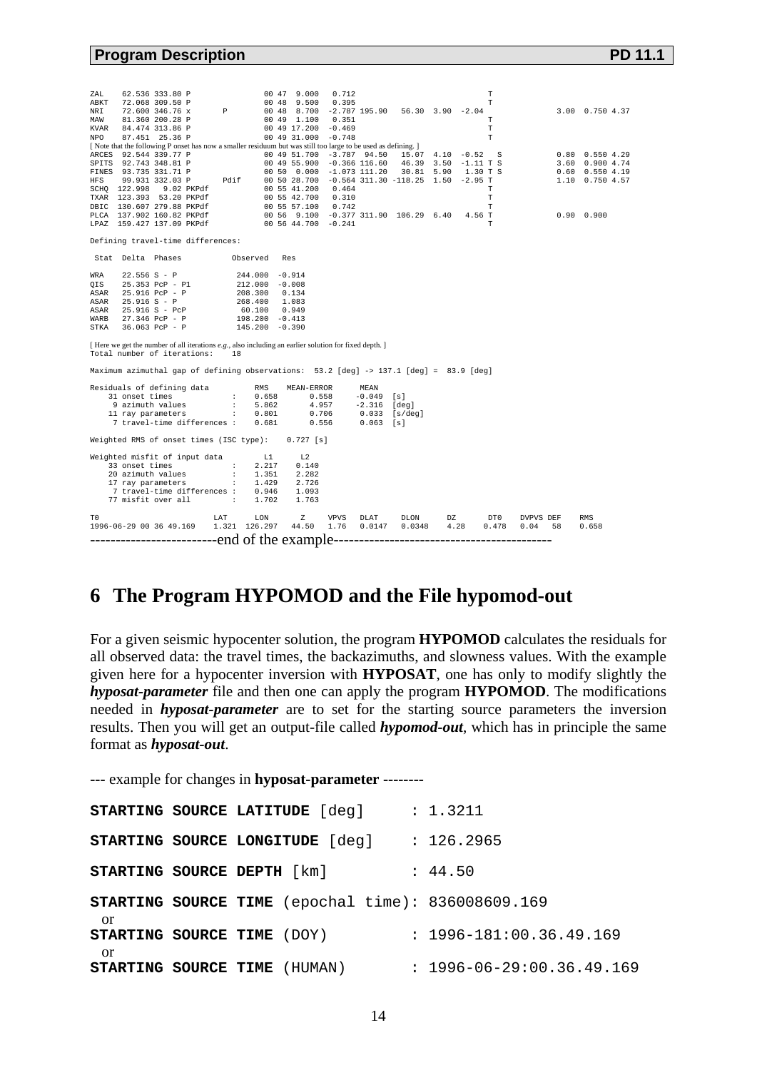```
ZAL    62.536 333.80 P              00 47  9.000   0.712                                   T
ABKT   72.068 309.50 P              00 48  9.500   0.395                                   T
NRI    72.600 346.76 x       P      00 48  8.700  -2.787 195.90   56.30  3.90  -2.04               3.00  0.750 4.37
MAW    81.360 200.28 P              00 49  1.100   0.351                                   T
KVAR   84.474 313.86 P              00 49 17.200  -0.469                                   T
NPO    87.451  25.36 P              00 49 31.000  -0.748                                   T
[ Note that the following P onset has now a smaller residuum but was still too large to be used as defining. ]
ARCES  92.544 339.77 P              00 49 51.700  -3.787  94.50   15.07  4.10  -0.52   S           0.80  0.550 4.29
SPITS  92.743 348.81 P              00 49 55.900  -0.366 116.60   46.39  3.50  -1.11 T S           3.60  0.900 4.74
FINES  93.735 331.71 P              00 50  0.000  -1.073 111.20   30.81  5.90   1.30 T S           0.60  0.550 4.19
HFS    99.931 332.03 P       Pdif   00 50 28.700  -0.564 311.30 -118.25  1.50  -2.95 T             1.10  0.750 4.57
SCHQ  122.998   9.02 PKPdf          00 55 41.200   0.464                                   T
TXAR  123.393  53.20 PKPdf          00 55 42.700   0.310                                   T
DBIC  130.607 279.88 PKPdf          00 55 57.100   0.742                                   T
PLCA  137.902 160.82 PKPdf          00 56  9.100  -0.377 311.90  106.29  6.40   4.56 T             0.90  0.900
LPAZ  159.427 137.09 PKPdf          00 56 44.700  -0.241                                   T

Defining travel-time differences:

 Stat  Delta  Phases           Observed   Res

WRA    22.556 S - P            244.000  -0.914
QIS    25.353 PcP - P1         212.000  -0.008
ASAR   25.916 PcP - P          208.300   0.134
ASAR   25.916 S - P            268.400   1.083
ASAR   25.916 S - PcP           60.100   0.949
WARB   27.346 PcP - P          198.200  -0.413
STKA   36.063 PcP - P          145.200  -0.390

[ Here we get the number of all iterations e.g., also including an earlier solution for fixed depth. ]
Total number of iterations:    18

Maximum azimuthal gap of defining observations:  53.2 [deg] -> 137.1 [deg] =  83.9 [deg]

Residuals of defining data          RMS    MEAN-ERROR      MEAN
    31 onset times            :    0.658       0.558     -0.049  [s]
     9 azimuth values         :    5.862       4.957     -2.316  [deg]
    11 ray parameters         :    0.801       0.706      0.033  [s/deg]
     7 travel-time differences :   0.681       0.556      0.063  [s]

Weighted RMS of onset times (ISC type):    0.727 [s]

Weighted misfit of input data         L1       L2
    33 onset times            :    2.217    0.140
    20 azimuth values         :    1.351    2.282
    17 ray parameters         :    1.429    2.726
     7 travel-time differences :   0.946    1.093
    77 misfit over all        :    1.702    1.763

T0                        LAT      LON       Z     VPVS   DLAT     DLON      DZ       DT0    DVPVS DEF    RMS
1996-06-29 00 36 49.169   1.321  126.297   44.50   1.76   0.0147   0.0348    4.28    0.478   0.04   58    0.658
```

-------------------------end of the example-------------------------------------------

# 6 The Program HYPOMOD and the File hypomod-out

For a given seismic hypocenter solution, the program **HYPOMOD** calculates the residuals for all observed data: the travel times, the backazimuths, and slowness values. With the example given here for a hypocenter inversion with **HYPOSAT**, one has only to modify slightly the ***hyposat-parameter*** file and then one can apply the program **HYPOMOD**. The modifications needed in ***hyposat-parameter*** are to set for the starting source parameters the inversion results. Then you will get an output-file called ***hypomod-out***, which has in principle the same format as ***hyposat-out***.

--- example for changes in **hyposat-parameter** --------

```
STARTING SOURCE LATITUDE [deg]      : 1.3211

STARTING SOURCE LONGITUDE [deg]     : 126.2965

STARTING SOURCE DEPTH [km]          : 44.50

STARTING SOURCE TIME (epochal time): 836008609.169
 or
STARTING SOURCE TIME (DOY)          : 1996-181:00.36.49.169
 or
STARTING SOURCE TIME (HUMAN)        : 1996-06-29:00.36.49.169
```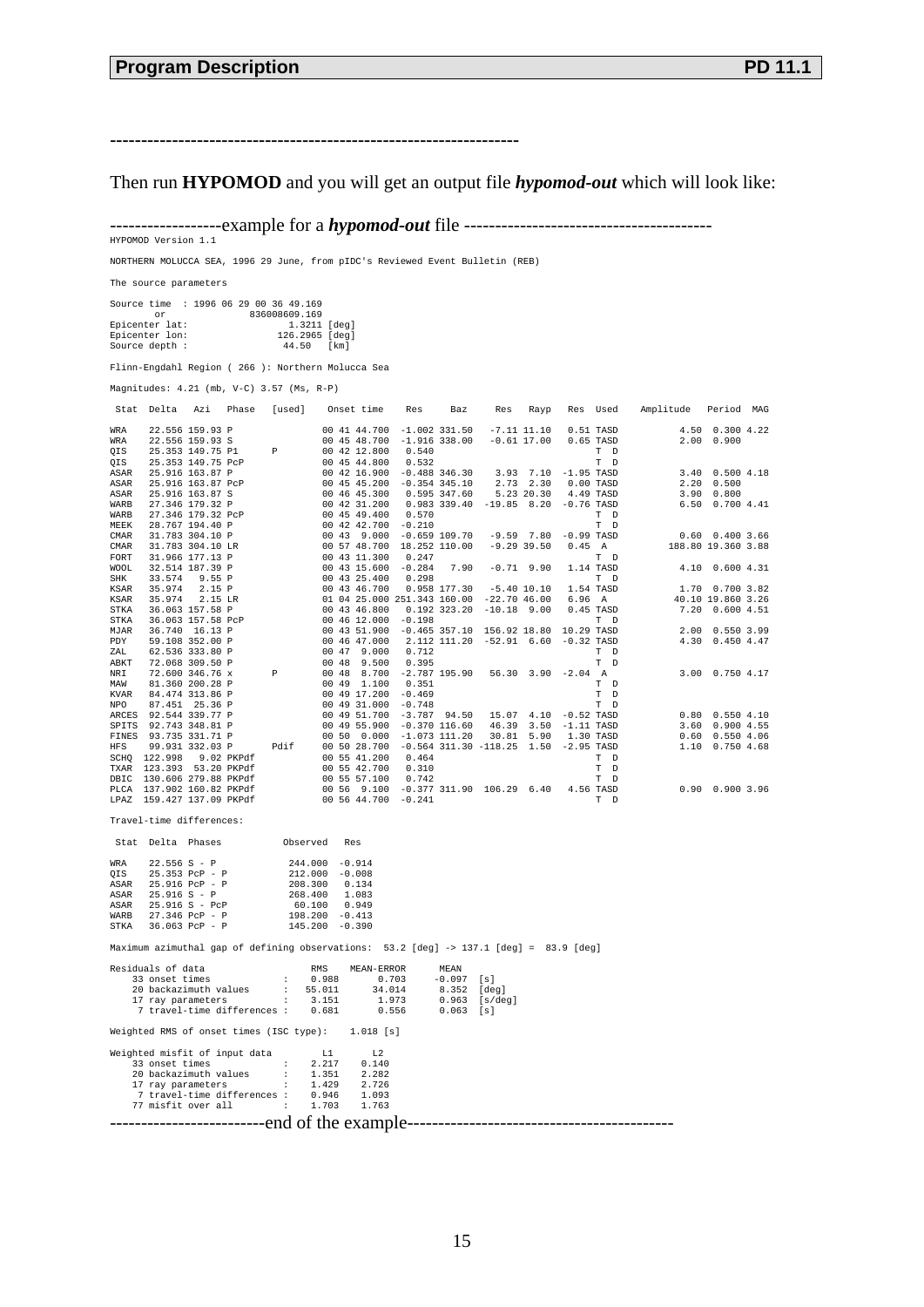---------------------------------------------------------------

Then run **HYPOMOD** and you will get an output file ***hypomod-out*** which will look like:

-----------------example for a ***hypomod-out*** file ---------------------------------------

```
HYPOMOD Version 1.1

NORTHERN MOLUCCA SEA, 1996 29 June, from pIDC's Reviewed Event Bulletin (REB)

The source parameters

Source time  : 1996 06 29 00 36 49.169
       or              836008609.169
Epicenter lat:                 1.3211 [deg]
Epicenter lon:               126.2965 [deg]
Source depth :                 44.50  [km]

Flinn-Engdahl Region ( 266 ): Northern Molucca Sea

Magnitudes: 4.21 (mb, V-C) 3.57 (Ms, R-P)

 Stat  Delta   Azi  Phase   [used]    Onset time    Res     Baz     Res   Rayp   Res  Used   Amplitude  Period  MAG

WRA    22.556 159.93 P               00 41 44.700  -1.002 331.50   -7.11 11.10   0.51 TASD        4.50  0.300 4.22
WRA    22.556 159.93 S               00 45 48.700  -1.916 338.00   -0.61 17.00   0.65 TASD        2.00  0.900
QIS    25.353 149.75 P1     P        00 42 12.800   0.540                             T  D
QIS    25.353 149.75 PcP             00 45 44.800   0.532                             T  D
ASAR   25.916 163.87 P               00 42 16.900  -0.488 346.30    3.93  7.10  -1.95 TASD        3.40  0.500 4.18
ASAR   25.916 163.87 PcP             00 45 45.200  -0.354 345.10    2.73  2.30   0.00 TASD        2.20  0.500
ASAR   25.916 163.87 S               00 46 45.300   0.595 347.60    5.23 20.30   4.49 TASD        3.90  0.800
WARB   27.346 179.32 P               00 42 31.200   0.983 339.40  -19.85  8.20  -0.76 TASD        6.50  0.700 4.41
WARB   27.346 179.32 PcP             00 45 49.400   0.570                             T  D
MEEK   28.767 194.40 P               00 42 42.700  -0.210                             T  D
CMAR   31.783 304.10 P               00 43  9.000  -0.659 109.70   -9.59  7.80  -0.99 TASD        0.60  0.400 3.66
CMAR   31.783 304.10 LR              00 57 48.700  18.252 110.00   -9.29 39.50   0.45  A        188.80 19.360 3.88
FORT   31.966 177.13 P               00 43 11.300   0.247                             T  D
WOOL   32.514 187.39 P               00 43 15.600  -0.284   7.90   -0.71  9.90   1.14 TASD        4.10  0.600 4.31
SHK    33.574   9.55 P               00 43 25.400   0.298                             T  D
KSAR   35.974   2.15 P               00 43 46.700   0.958 177.30   -5.40 10.10   1.54 TASD        1.70  0.700 3.82
KSAR   35.974   2.15 LR              01 04 25.000 251.343 160.00  -22.70 46.00   6.96  A         40.10 19.860 3.26
STKA   36.063 157.58 P               00 43 46.800   0.192 323.20  -10.18  9.00   0.45 TASD        7.20  0.600 4.51
STKA   36.063 157.58 PcP             00 46 12.000  -0.198                             T  D
MJAR   36.740  16.13 P               00 43 51.900  -0.465 357.10  156.92 18.80  10.29 TASD        2.00  0.550 3.99
PDY    59.108 352.00 P               00 46 47.000   2.112 111.20  -52.91  6.60  -0.32 TASD        4.30  0.450 4.47
ZAL    62.536 333.80 P               00 47  9.000   0.712                             T  D
ABKT   72.068 309.50 P               00 48  9.500   0.395                             T  D
NRI    72.600 346.76 x      P        00 48  8.700  -2.787 195.90   56.30  3.90  -2.04  A          3.00  0.750 4.17
MAW    81.360 200.28 P               00 49  1.100   0.351                             T  D
KVAR   84.474 313.86 P               00 49 17.200  -0.469                             T  D
NPO    87.451  25.36 P               00 49 31.000  -0.748                             T  D
ARCES  92.544 339.77 P               00 49 51.700  -3.787  94.50   15.07  4.10  -0.52 TASD        0.80  0.550 4.10
SPITS  92.743 348.81 P               00 49 55.900  -0.370 116.60   46.39  3.50  -1.11 TASD        3.60  0.900 4.55
FINES  93.735 331.71 P               00 50  0.000  -1.073 111.20   30.81  5.90   1.30 TASD        0.60  0.550 4.06
HFS    99.931 332.03 P      Pdif     00 50 28.700  -0.564 311.30 -118.25  1.50  -2.95 TASD        1.10  0.750 4.68
SCHQ  122.998   9.02 PKPdf           00 55 41.200   0.464                             T  D
TXAR  123.393  53.20 PKPdf           00 55 42.700   0.310                             T  D
DBIC  130.606 279.88 PKPdf           00 55 57.100   0.742                             T  D
PLCA  137.902 160.82 PKPdf           00 56  9.100  -0.377 311.90  106.29  6.40   4.56 TASD        0.90  0.900 3.96
LPAZ  159.427 137.09 PKPdf           00 56 44.700  -0.241                             T  D

Travel-time differences:

 Stat  Delta  Phases          Observed   Res

WRA    22.556 S - P            244.000  -0.914
QIS    25.353 PcP - P          212.000  -0.008
ASAR   25.916 PcP - P          208.300   0.134
ASAR   25.916 S - P            268.400   1.083
ASAR   25.916 S - PcP           60.100   0.949
WARB   27.346 PcP - P          198.200  -0.413
STKA   36.063 PcP - P          145.200  -0.390

Maximum azimuthal gap of defining observations:  53.2 [deg] -> 137.1 [deg] =  83.9 [deg]

Residuals of data                  RMS    MEAN-ERROR     MEAN
    33 onset times             :   0.988       0.703    -0.097  [s]
    20 backazimuth values      :  55.011      34.014     8.352  [deg]
    17 ray parameters          :   3.151       1.973     0.963  [s/deg]
     7 travel-time differences :   0.681       0.556     0.063  [s]

Weighted RMS of onset times (ISC type):    1.018 [s]

Weighted misfit of input data        L1       L2
    33 onset times             :   2.217    0.140
    20 backazimuth values      :   1.351    2.282
    17 ray parameters          :   1.429    2.726
     7 travel-time differences :   0.946    1.093
    77 misfit over all         :   1.703    1.763
```

-------------------------end of the example-----------------------------------------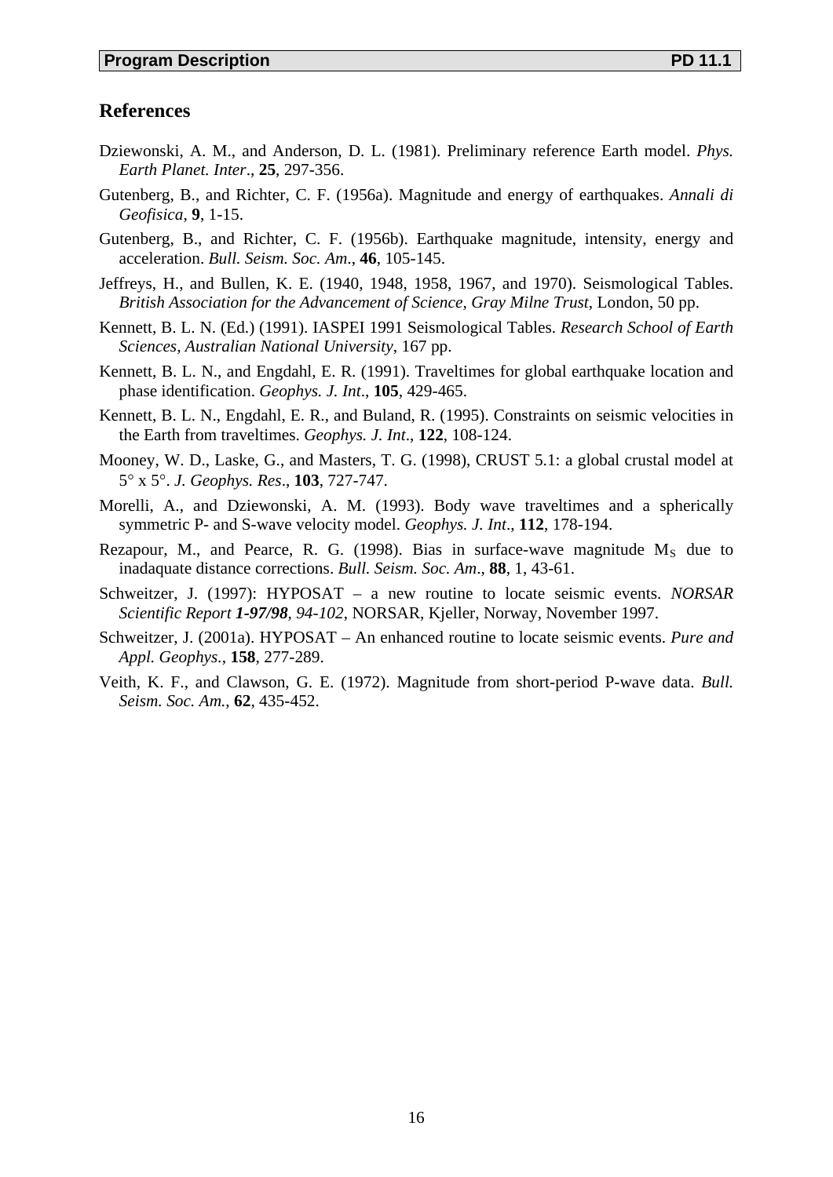## References

Dziewonski, A. M., and Anderson, D. L. (1981). Preliminary reference Earth model. *Phys. Earth Planet. Inter*., **25**, 297-356.

Gutenberg, B., and Richter, C. F. (1956a). Magnitude and energy of earthquakes. *Annali di Geofisica*, **9**, 1-15.

Gutenberg, B., and Richter, C. F. (1956b). Earthquake magnitude, intensity, energy and acceleration. *Bull. Seism. Soc. Am*., **46**, 105-145.

Jeffreys, H., and Bullen, K. E. (1940, 1948, 1958, 1967, and 1970). Seismological Tables. *British Association for the Advancement of Science, Gray Milne Trust*, London, 50 pp.

Kennett, B. L. N. (Ed.) (1991). IASPEI 1991 Seismological Tables. *Research School of Earth Sciences, Australian National University*, 167 pp.

Kennett, B. L. N., and Engdahl, E. R. (1991). Traveltimes for global earthquake location and phase identification. *Geophys. J. Int*., **105**, 429-465.

Kennett, B. L. N., Engdahl, E. R., and Buland, R. (1995). Constraints on seismic velocities in the Earth from traveltimes. *Geophys. J. Int*., **122**, 108-124.

Mooney, W. D., Laske, G., and Masters, T. G. (1998), CRUST 5.1: a global crustal model at 5° x 5°. *J. Geophys. Res*., **103**, 727-747.

Morelli, A., and Dziewonski, A. M. (1993). Body wave traveltimes and a spherically symmetric P- and S-wave velocity model. *Geophys. J. Int*., **112**, 178-194.

Rezapour, M., and Pearce, R. G. (1998). Bias in surface-wave magnitude $M_S$ due to inadaquate distance corrections. *Bull. Seism. Soc. Am*., **88**, 1, 43-61.

Schweitzer, J. (1997): HYPOSAT – a new routine to locate seismic events. *NORSAR Scientific Report **1-97/98**, 94-102*, NORSAR, Kjeller, Norway, November 1997.

Schweitzer, J. (2001a). HYPOSAT – An enhanced routine to locate seismic events. *Pure and Appl. Geophys.*, **158**, 277-289.

Veith, K. F., and Clawson, G. E. (1972). Magnitude from short-period P-wave data. *Bull. Seism. Soc. Am.*, **62**, 435-452.